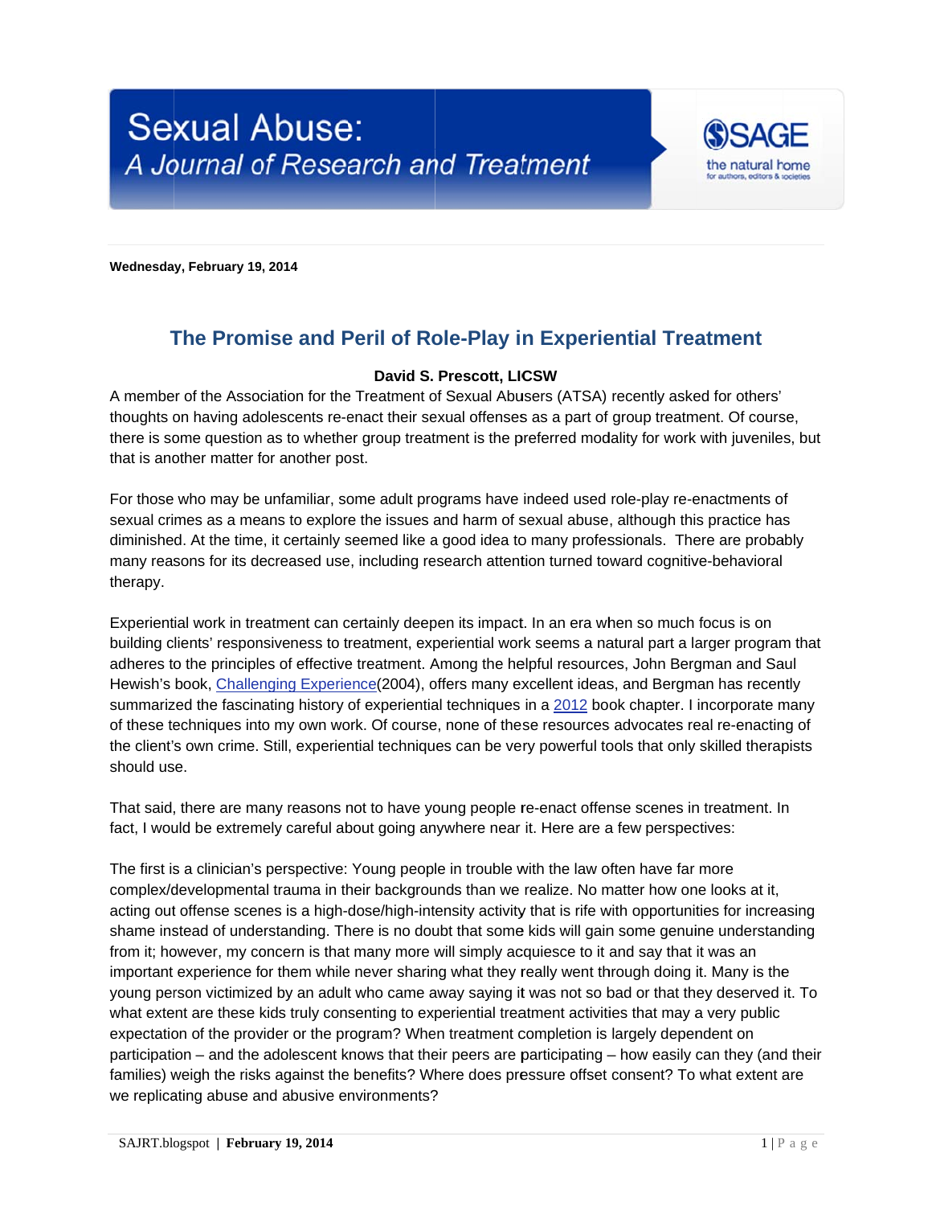Sexual Abuse:
*A Journal of Research and Treatment*

**Wednesday, February 19, 2014**

# The Promise and Peril of Role-Play in Experiential Treatment

**David S. Prescott, LICSW**

A member of the Association for the Treatment of Sexual Abusers (ATSA) recently asked for others' thoughts on having adolescents re-enact their sexual offenses as a part of group treatment. Of course, there is some question as to whether group treatment is the preferred modality for work with juveniles, but that is another matter for another post.

For those who may be unfamiliar, some adult programs have indeed used role-play re-enactments of sexual crimes as a means to explore the issues and harm of sexual abuse, although this practice has diminished. At the time, it certainly seemed like a good idea to many professionals. There are probably many reasons for its decreased use, including research attention turned toward cognitive-behavioral therapy.

Experiential work in treatment can certainly deepen its impact. In an era when so much focus is on building clients' responsiveness to treatment, experiential work seems a natural part a larger program that adheres to the principles of effective treatment. Among the helpful resources, John Bergman and Saul Hewish's book, Challenging Experience(2004), offers many excellent ideas, and Bergman has recently summarized the fascinating history of experiential techniques in a 2012 book chapter. I incorporate many of these techniques into my own work. Of course, none of these resources advocates real re-enacting of the client's own crime. Still, experiential techniques can be very powerful tools that only skilled therapists should use.

That said, there are many reasons not to have young people re-enact offense scenes in treatment. In fact, I would be extremely careful about going anywhere near it. Here are a few perspectives:

The first is a clinician's perspective: Young people in trouble with the law often have far more complex/developmental trauma in their backgrounds than we realize. No matter how one looks at it, acting out offense scenes is a high-dose/high-intensity activity that is rife with opportunities for increasing shame instead of understanding. There is no doubt that some kids will gain some genuine understanding from it; however, my concern is that many more will simply acquiesce to it and say that it was an important experience for them while never sharing what they really went through doing it. Many is the young person victimized by an adult who came away saying it was not so bad or that they deserved it. To what extent are these kids truly consenting to experiential treatment activities that may a very public expectation of the provider or the program? When treatment completion is largely dependent on participation – and the adolescent knows that their peers are participating – how easily can they (and their families) weigh the risks against the benefits? Where does pressure offset consent? To what extent are we replicating abuse and abusive environments?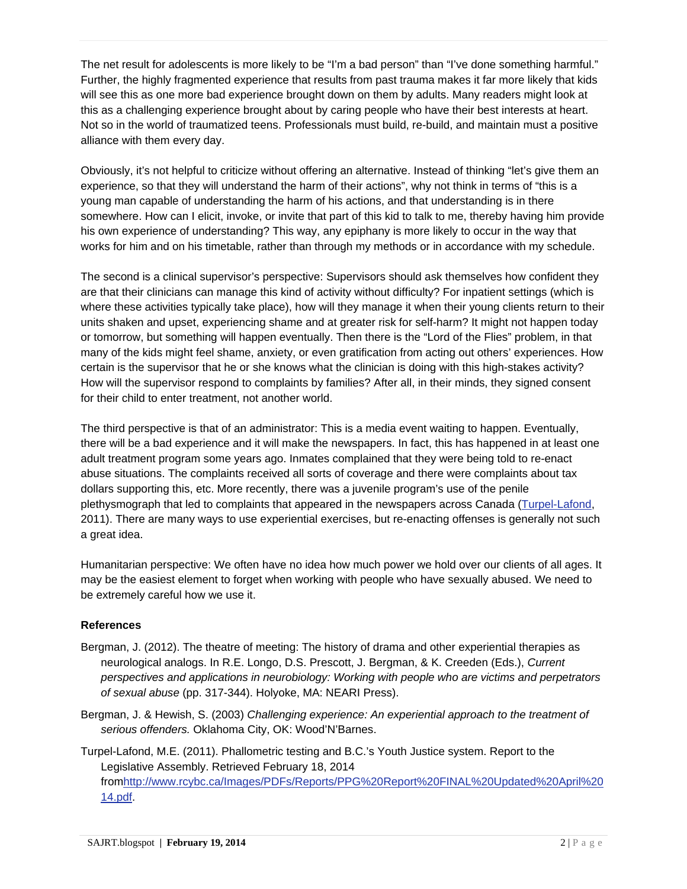The net result for adolescents is more likely to be "I'm a bad person" than "I've done something harmful." Further, the highly fragmented experience that results from past trauma makes it far more likely that kids will see this as one more bad experience brought down on them by adults. Many readers might look at this as a challenging experience brought about by caring people who have their best interests at heart. Not so in the world of traumatized teens. Professionals must build, re-build, and maintain must a positive alliance with them every day.

Obviously, it's not helpful to criticize without offering an alternative. Instead of thinking "let's give them an experience, so that they will understand the harm of their actions", why not think in terms of "this is a young man capable of understanding the harm of his actions, and that understanding is in there somewhere. How can I elicit, invoke, or invite that part of this kid to talk to me, thereby having him provide his own experience of understanding? This way, any epiphany is more likely to occur in the way that works for him and on his timetable, rather than through my methods or in accordance with my schedule.

The second is a clinical supervisor's perspective: Supervisors should ask themselves how confident they are that their clinicians can manage this kind of activity without difficulty? For inpatient settings (which is where these activities typically take place), how will they manage it when their young clients return to their units shaken and upset, experiencing shame and at greater risk for self-harm? It might not happen today or tomorrow, but something will happen eventually. Then there is the "Lord of the Flies" problem, in that many of the kids might feel shame, anxiety, or even gratification from acting out others' experiences. How certain is the supervisor that he or she knows what the clinician is doing with this high-stakes activity? How will the supervisor respond to complaints by families? After all, in their minds, they signed consent for their child to enter treatment, not another world.

The third perspective is that of an administrator: This is a media event waiting to happen. Eventually, there will be a bad experience and it will make the newspapers. In fact, this has happened in at least one adult treatment program some years ago. Inmates complained that they were being told to re-enact abuse situations. The complaints received all sorts of coverage and there were complaints about tax dollars supporting this, etc. More recently, there was a juvenile program's use of the penile plethysmograph that led to complaints that appeared in the newspapers across Canada (Turpel-Lafond, 2011). There are many ways to use experiential exercises, but re-enacting offenses is generally not such a great idea.

Humanitarian perspective: We often have no idea how much power we hold over our clients of all ages. It may be the easiest element to forget when working with people who have sexually abused. We need to be extremely careful how we use it.

**References**

Bergman, J. (2012). The theatre of meeting: The history of drama and other experiential therapies as neurological analogs. In R.E. Longo, D.S. Prescott, J. Bergman, & K. Creeden (Eds.), *Current perspectives and applications in neurobiology: Working with people who are victims and perpetrators of sexual abuse* (pp. 317-344). Holyoke, MA: NEARI Press).

Bergman, J. & Hewish, S. (2003) *Challenging experience: An experiential approach to the treatment of serious offenders.* Oklahoma City, OK: Wood'N'Barnes.

Turpel-Lafond, M.E. (2011). Phallometric testing and B.C.'s Youth Justice system. Report to the Legislative Assembly. Retrieved February 18, 2014 fromhttp://www.rcybc.ca/Images/PDFs/Reports/PPG%20Report%20FINAL%20Updated%20April%2014.pdf.